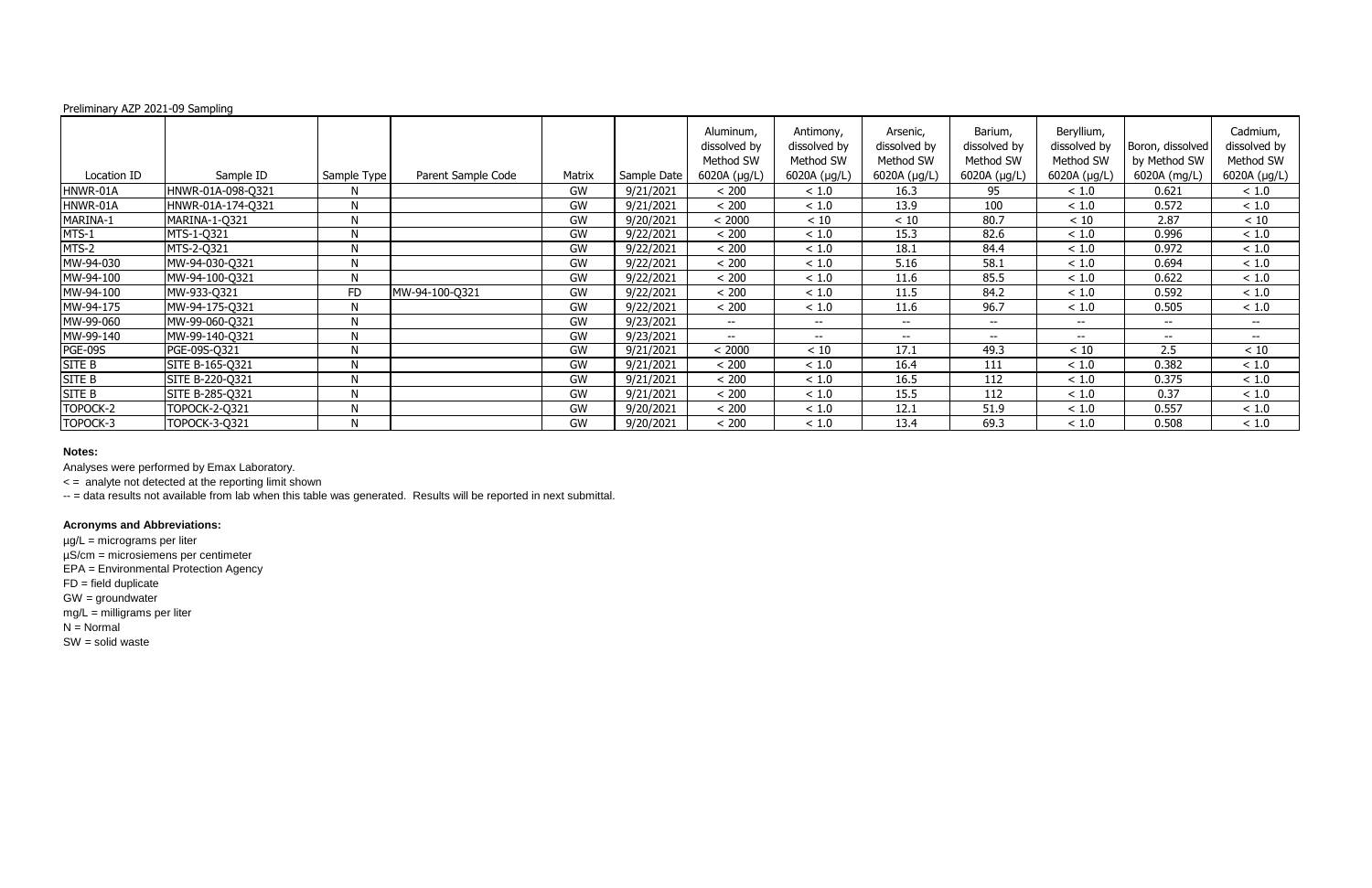Preliminary AZP 2021-09 Sampling

| Location ID | Sample ID | Sample Type | Parent Sample Code | Matrix | Sample Date | Aluminum, dissolved by Method SW 6020A (µg/L) | Antimony, dissolved by Method SW 6020A (µg/L) | Arsenic, dissolved by Method SW 6020A (µg/L) | Barium, dissolved by Method SW 6020A (µg/L) | Beryllium, dissolved by Method SW 6020A (µg/L) | Boron, dissolved by Method SW 6020A (mg/L) | Cadmium, dissolved by Method SW 6020A (µg/L) |
|---|---|---|---|---|---|---|---|---|---|---|---|---|
| HNWR-01A | HNWR-01A-098-Q321 | N | | GW | 9/21/2021 | < 200 | < 1.0 | 16.3 | 95 | < 1.0 | 0.621 | < 1.0 |
| HNWR-01A | HNWR-01A-174-Q321 | N | | GW | 9/21/2021 | < 200 | < 1.0 | 13.9 | 100 | < 1.0 | 0.572 | < 1.0 |
| MARINA-1 | MARINA-1-Q321 | N | | GW | 9/20/2021 | < 2000 | < 10 | < 10 | 80.7 | < 10 | 2.87 | < 10 |
| MTS-1 | MTS-1-Q321 | N | | GW | 9/22/2021 | < 200 | < 1.0 | 15.3 | 82.6 | < 1.0 | 0.996 | < 1.0 |
| MTS-2 | MTS-2-Q321 | N | | GW | 9/22/2021 | < 200 | < 1.0 | 18.1 | 84.4 | < 1.0 | 0.972 | < 1.0 |
| MW-94-030 | MW-94-030-Q321 | N | | GW | 9/22/2021 | < 200 | < 1.0 | 5.16 | 58.1 | < 1.0 | 0.694 | < 1.0 |
| MW-94-100 | MW-94-100-Q321 | N | | GW | 9/22/2021 | < 200 | < 1.0 | 11.6 | 85.5 | < 1.0 | 0.622 | < 1.0 |
| MW-94-100 | MW-933-Q321 | FD | MW-94-100-Q321 | GW | 9/22/2021 | < 200 | < 1.0 | 11.5 | 84.2 | < 1.0 | 0.592 | < 1.0 |
| MW-94-175 | MW-94-175-Q321 | N | | GW | 9/22/2021 | < 200 | < 1.0 | 11.6 | 96.7 | < 1.0 | 0.505 | < 1.0 |
| MW-99-060 | MW-99-060-Q321 | N | | GW | 9/23/2021 | -- | -- | -- | -- | -- | -- | -- |
| MW-99-140 | MW-99-140-Q321 | N | | GW | 9/23/2021 | -- | -- | -- | -- | -- | -- | -- |
| PGE-09S | PGE-09S-Q321 | N | | GW | 9/21/2021 | < 2000 | < 10 | 17.1 | 49.3 | < 10 | 2.5 | < 10 |
| SITE B | SITE B-165-Q321 | N | | GW | 9/21/2021 | < 200 | < 1.0 | 16.4 | 111 | < 1.0 | 0.382 | < 1.0 |
| SITE B | SITE B-220-Q321 | N | | GW | 9/21/2021 | < 200 | < 1.0 | 16.5 | 112 | < 1.0 | 0.375 | < 1.0 |
| SITE B | SITE B-285-Q321 | N | | GW | 9/21/2021 | < 200 | < 1.0 | 15.5 | 112 | < 1.0 | 0.37 | < 1.0 |
| TOPOCK-2 | TOPOCK-2-Q321 | N | | GW | 9/20/2021 | < 200 | < 1.0 | 12.1 | 51.9 | < 1.0 | 0.557 | < 1.0 |
| TOPOCK-3 | TOPOCK-3-Q321 | N | | GW | 9/20/2021 | < 200 | < 1.0 | 13.4 | 69.3 | < 1.0 | 0.508 | < 1.0 |

**Notes:**

Analyses were performed by Emax Laboratory.

< = analyte not detected at the reporting limit shown

-- = data results not available from lab when this table was generated. Results will be reported in next submittal.

**Acronyms and Abbreviations:**

µg/L = micrograms per liter

µS/cm = microsiemens per centimeter

EPA = Environmental Protection Agency

FD = field duplicate

GW = groundwater

mg/L = milligrams per liter

N = Normal

SW = solid waste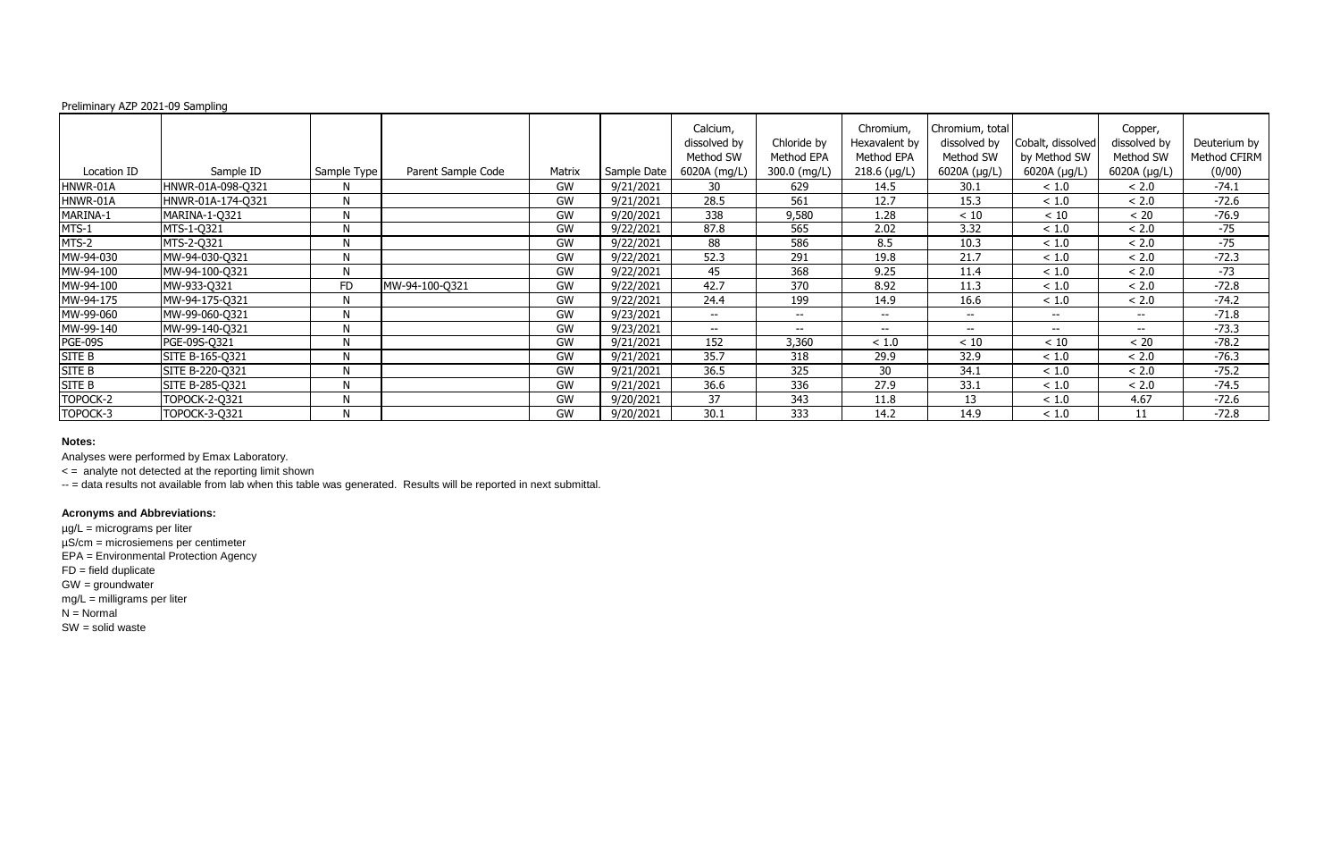Preliminary AZP 2021-09 Sampling

| Location ID | Sample ID | Sample Type | Parent Sample Code | Matrix | Sample Date | Calcium, dissolved by Method SW 6020A (mg/L) | Chloride by Method EPA 300.0 (mg/L) | Chromium, Hexavalent by Method EPA 218.6 (µg/L) | Chromium, total dissolved by Method SW 6020A (µg/L) | Cobalt, dissolved by Method SW 6020A (µg/L) | Copper, dissolved by Method SW 6020A (µg/L) | Deuterium by Method CFIRM (0/00) |
|---|---|---|---|---|---|---|---|---|---|---|---|---|
| HNWR-01A | HNWR-01A-098-Q321 | N | | GW | 9/21/2021 | 30 | 629 | 14.5 | 30.1 | < 1.0 | < 2.0 | -74.1 |
| HNWR-01A | HNWR-01A-174-Q321 | N | | GW | 9/21/2021 | 28.5 | 561 | 12.7 | 15.3 | < 1.0 | < 2.0 | -72.6 |
| MARINA-1 | MARINA-1-Q321 | N | | GW | 9/20/2021 | 338 | 9,580 | 1.28 | < 10 | < 10 | < 20 | -76.9 |
| MTS-1 | MTS-1-Q321 | N | | GW | 9/22/2021 | 87.8 | 565 | 2.02 | 3.32 | < 1.0 | < 2.0 | -75 |
| MTS-2 | MTS-2-Q321 | N | | GW | 9/22/2021 | 88 | 586 | 8.5 | 10.3 | < 1.0 | < 2.0 | -75 |
| MW-94-030 | MW-94-030-Q321 | N | | GW | 9/22/2021 | 52.3 | 291 | 19.8 | 21.7 | < 1.0 | < 2.0 | -72.3 |
| MW-94-100 | MW-94-100-Q321 | N | | GW | 9/22/2021 | 45 | 368 | 9.25 | 11.4 | < 1.0 | < 2.0 | -73 |
| MW-94-100 | MW-933-Q321 | FD | MW-94-100-Q321 | GW | 9/22/2021 | 42.7 | 370 | 8.92 | 11.3 | < 1.0 | < 2.0 | -72.8 |
| MW-94-175 | MW-94-175-Q321 | N | | GW | 9/22/2021 | 24.4 | 199 | 14.9 | 16.6 | < 1.0 | < 2.0 | -74.2 |
| MW-99-060 | MW-99-060-Q321 | N | | GW | 9/23/2021 | -- | -- | -- | -- | -- | -- | -71.8 |
| MW-99-140 | MW-99-140-Q321 | N | | GW | 9/23/2021 | -- | -- | -- | -- | -- | -- | -73.3 |
| PGE-09S | PGE-09S-Q321 | N | | GW | 9/21/2021 | 152 | 3,360 | < 1.0 | < 10 | < 10 | < 20 | -78.2 |
| SITE B | SITE B-165-Q321 | N | | GW | 9/21/2021 | 35.7 | 318 | 29.9 | 32.9 | < 1.0 | < 2.0 | -76.3 |
| SITE B | SITE B-220-Q321 | N | | GW | 9/21/2021 | 36.5 | 325 | 30 | 34.1 | < 1.0 | < 2.0 | -75.2 |
| SITE B | SITE B-285-Q321 | N | | GW | 9/21/2021 | 36.6 | 336 | 27.9 | 33.1 | < 1.0 | < 2.0 | -74.5 |
| TOPOCK-2 | TOPOCK-2-Q321 | N | | GW | 9/20/2021 | 37 | 343 | 11.8 | 13 | < 1.0 | 4.67 | -72.6 |
| TOPOCK-3 | TOPOCK-3-Q321 | N | | GW | 9/20/2021 | 30.1 | 333 | 14.2 | 14.9 | < 1.0 | 11 | -72.8 |

**Notes:**

Analyses were performed by Emax Laboratory.

< = analyte not detected at the reporting limit shown

-- = data results not available from lab when this table was generated. Results will be reported in next submittal.

**Acronyms and Abbreviations:**

µg/L = micrograms per liter

µS/cm = microsiemens per centimeter

EPA = Environmental Protection Agency

FD = field duplicate

GW = groundwater

mg/L = milligrams per liter

N = Normal

SW = solid waste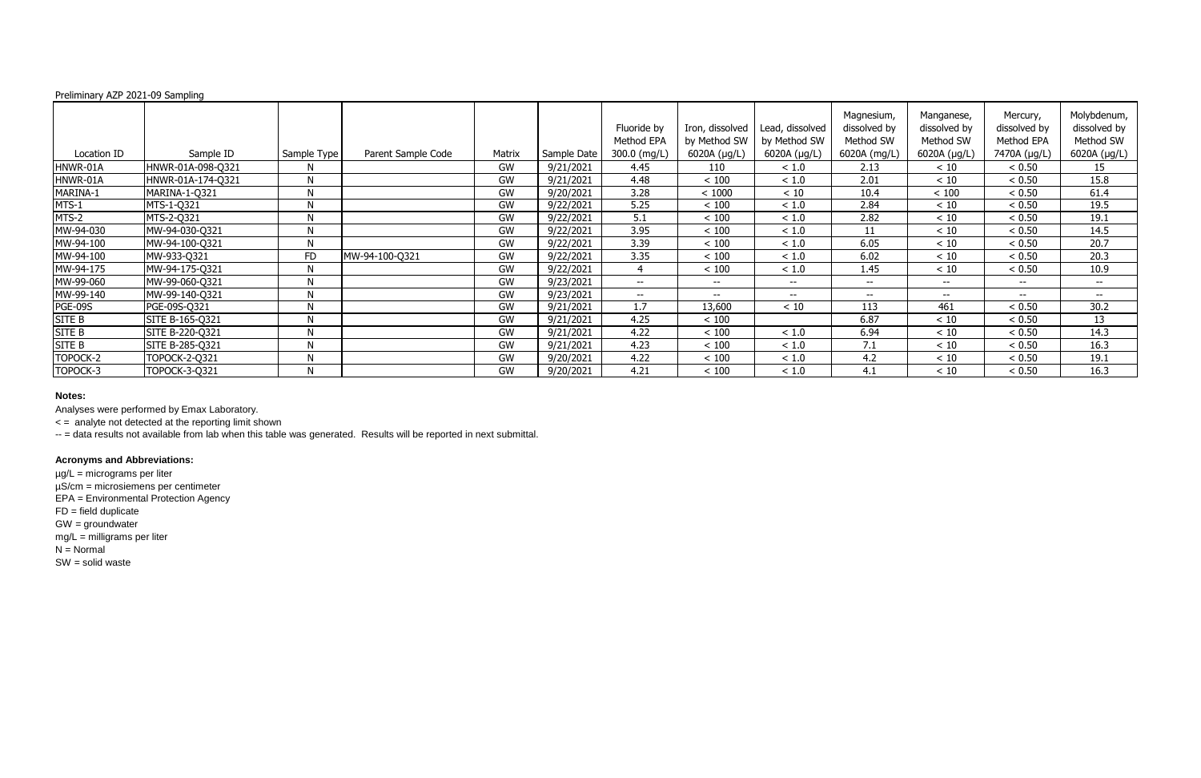Preliminary AZP 2021-09 Sampling

| Location ID | Sample ID | Sample Type | Parent Sample Code | Matrix | Sample Date | Fluoride by Method EPA 300.0 (mg/L) | Iron, dissolved by Method SW 6020A (µg/L) | Lead, dissolved by Method SW 6020A (µg/L) | Magnesium, dissolved by Method SW 6020A (mg/L) | Manganese, dissolved by Method SW 6020A (µg/L) | Mercury, dissolved by Method EPA 7470A (µg/L) | Molybdenum, dissolved by Method SW 6020A (µg/L) |
|---|---|---|---|---|---|---|---|---|---|---|---|---|
| HNWR-01A | HNWR-01A-098-Q321 | N | | GW | 9/21/2021 | 4.45 | 110 | < 1.0 | 2.13 | < 10 | < 0.50 | 15 |
| HNWR-01A | HNWR-01A-174-Q321 | N | | GW | 9/21/2021 | 4.48 | < 100 | < 1.0 | 2.01 | < 10 | < 0.50 | 15.8 |
| MARINA-1 | MARINA-1-Q321 | N | | GW | 9/20/2021 | 3.28 | < 1000 | < 10 | 10.4 | < 100 | < 0.50 | 61.4 |
| MTS-1 | MTS-1-Q321 | N | | GW | 9/22/2021 | 5.25 | < 100 | < 1.0 | 2.84 | < 10 | < 0.50 | 19.5 |
| MTS-2 | MTS-2-Q321 | N | | GW | 9/22/2021 | 5.1 | < 100 | < 1.0 | 2.82 | < 10 | < 0.50 | 19.1 |
| MW-94-030 | MW-94-030-Q321 | N | | GW | 9/22/2021 | 3.95 | < 100 | < 1.0 | 11 | < 10 | < 0.50 | 14.5 |
| MW-94-100 | MW-94-100-Q321 | N | | GW | 9/22/2021 | 3.39 | < 100 | < 1.0 | 6.05 | < 10 | < 0.50 | 20.7 |
| MW-94-100 | MW-933-Q321 | FD | MW-94-100-Q321 | GW | 9/22/2021 | 3.35 | < 100 | < 1.0 | 6.02 | < 10 | < 0.50 | 20.3 |
| MW-94-175 | MW-94-175-Q321 | N | | GW | 9/22/2021 | 4 | < 100 | < 1.0 | 1.45 | < 10 | < 0.50 | 10.9 |
| MW-99-060 | MW-99-060-Q321 | N | | GW | 9/23/2021 | -- | -- | -- | -- | -- | -- | -- |
| MW-99-140 | MW-99-140-Q321 | N | | GW | 9/23/2021 | -- | -- | -- | -- | -- | -- | -- |
| PGE-09S | PGE-09S-Q321 | N | | GW | 9/21/2021 | 1.7 | 13,600 | < 10 | 113 | 461 | < 0.50 | 30.2 |
| SITE B | SITE B-165-Q321 | N | | GW | 9/21/2021 | 4.25 | < 100 | | 6.87 | < 10 | < 0.50 | 13 |
| SITE B | SITE B-220-Q321 | N | | GW | 9/21/2021 | 4.22 | < 100 | < 1.0 | 6.94 | < 10 | < 0.50 | 14.3 |
| SITE B | SITE B-285-Q321 | N | | GW | 9/21/2021 | 4.23 | < 100 | < 1.0 | 7.1 | < 10 | < 0.50 | 16.3 |
| TOPOCK-2 | TOPOCK-2-Q321 | N | | GW | 9/20/2021 | 4.22 | < 100 | < 1.0 | 4.2 | < 10 | < 0.50 | 19.1 |
| TOPOCK-3 | TOPOCK-3-Q321 | N | | GW | 9/20/2021 | 4.21 | < 100 | < 1.0 | 4.1 | < 10 | < 0.50 | 16.3 |

**Notes:**

Analyses were performed by Emax Laboratory.

< = analyte not detected at the reporting limit shown

-- = data results not available from lab when this table was generated. Results will be reported in next submittal.

**Acronyms and Abbreviations:**

µg/L = micrograms per liter

µS/cm = microsiemens per centimeter

EPA = Environmental Protection Agency

FD = field duplicate

GW = groundwater

mg/L = milligrams per liter

N = Normal

SW = solid waste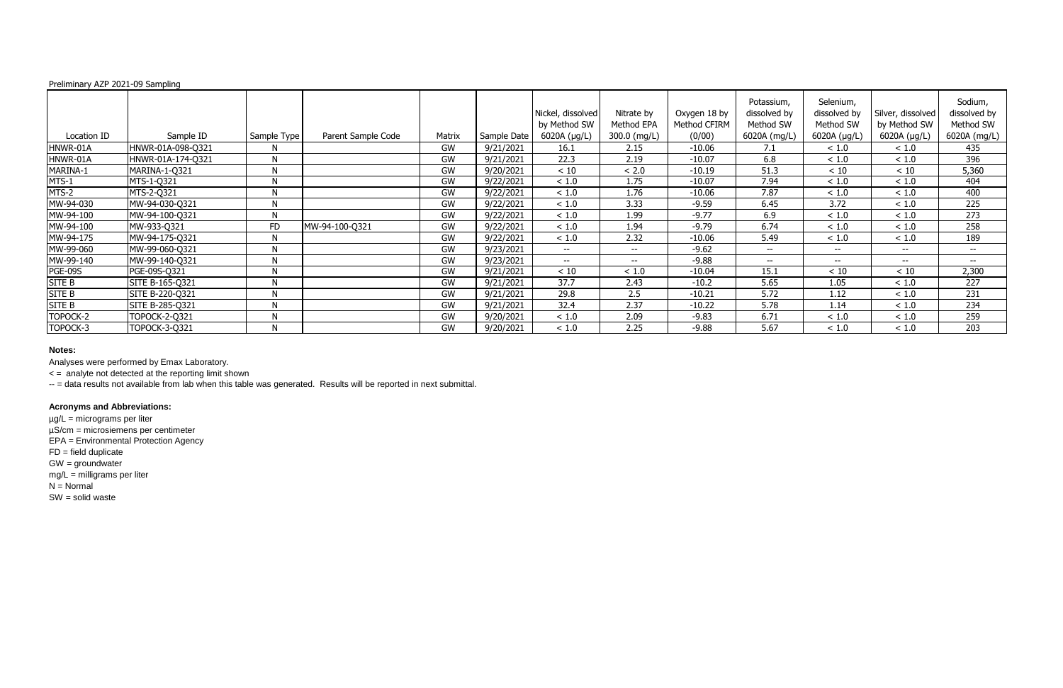Preliminary AZP 2021-09 Sampling

| Location ID | Sample ID | Sample Type | Parent Sample Code | Matrix | Sample Date | Nickel, dissolved by Method SW 6020A (µg/L) | Nitrate by Method EPA 300.0 (mg/L) | Oxygen 18 by Method CFIRM (0/00) | Potassium, dissolved by Method SW 6020A (mg/L) | Selenium, dissolved by Method SW 6020A (µg/L) | Silver, dissolved by Method SW 6020A (µg/L) | Sodium, dissolved by Method SW 6020A (mg/L) |
|---|---|---|---|---|---|---|---|---|---|---|---|---|
| HNWR-01A | HNWR-01A-098-Q321 | N | | GW | 9/21/2021 | 16.1 | 2.15 | -10.06 | 7.1 | < 1.0 | < 1.0 | 435 |
| HNWR-01A | HNWR-01A-174-Q321 | N | | GW | 9/21/2021 | 22.3 | 2.19 | -10.07 | 6.8 | < 1.0 | < 1.0 | 396 |
| MARINA-1 | MARINA-1-Q321 | N | | GW | 9/20/2021 | < 10 | < 2.0 | -10.19 | 51.3 | < 10 | < 10 | 5,360 |
| MTS-1 | MTS-1-Q321 | N | | GW | 9/22/2021 | < 1.0 | 1.75 | -10.07 | 7.94 | < 1.0 | < 1.0 | 404 |
| MTS-2 | MTS-2-Q321 | N | | GW | 9/22/2021 | < 1.0 | 1.76 | -10.06 | 7.87 | < 1.0 | < 1.0 | 400 |
| MW-94-030 | MW-94-030-Q321 | N | | GW | 9/22/2021 | < 1.0 | 3.33 | -9.59 | 6.45 | 3.72 | < 1.0 | 225 |
| MW-94-100 | MW-94-100-Q321 | N | | GW | 9/22/2021 | < 1.0 | 1.99 | -9.77 | 6.9 | < 1.0 | < 1.0 | 273 |
| MW-94-100 | MW-933-Q321 | FD | MW-94-100-Q321 | GW | 9/22/2021 | < 1.0 | 1.94 | -9.79 | 6.74 | < 1.0 | < 1.0 | 258 |
| MW-94-175 | MW-94-175-Q321 | N | | GW | 9/22/2021 | < 1.0 | 2.32 | -10.06 | 5.49 | < 1.0 | < 1.0 | 189 |
| MW-99-060 | MW-99-060-Q321 | N | | GW | 9/23/2021 | -- | -- | -9.62 | -- | -- | -- | -- |
| MW-99-140 | MW-99-140-Q321 | N | | GW | 9/23/2021 | -- | -- | -9.88 | -- | -- | -- | -- |
| PGE-09S | PGE-09S-Q321 | N | | GW | 9/21/2021 | < 10 | < 1.0 | -10.04 | 15.1 | < 10 | < 10 | 2,300 |
| SITE B | SITE B-165-Q321 | N | | GW | 9/21/2021 | 37.7 | 2.43 | -10.2 | 5.65 | 1.05 | < 1.0 | 227 |
| SITE B | SITE B-220-Q321 | N | | GW | 9/21/2021 | 29.8 | 2.5 | -10.21 | 5.72 | 1.12 | < 1.0 | 231 |
| SITE B | SITE B-285-Q321 | N | | GW | 9/21/2021 | 32.4 | 2.37 | -10.22 | 5.78 | 1.14 | < 1.0 | 234 |
| TOPOCK-2 | TOPOCK-2-Q321 | N | | GW | 9/20/2021 | < 1.0 | 2.09 | -9.83 | 6.71 | < 1.0 | < 1.0 | 259 |
| TOPOCK-3 | TOPOCK-3-Q321 | N | | GW | 9/20/2021 | < 1.0 | 2.25 | -9.88 | 5.67 | < 1.0 | < 1.0 | 203 |

**Notes:**

Analyses were performed by Emax Laboratory.

< = analyte not detected at the reporting limit shown

-- = data results not available from lab when this table was generated. Results will be reported in next submittal.

**Acronyms and Abbreviations:**

µg/L = micrograms per liter

µS/cm = microsiemens per centimeter

EPA = Environmental Protection Agency

FD = field duplicate

GW = groundwater

mg/L = milligrams per liter

N = Normal

SW = solid waste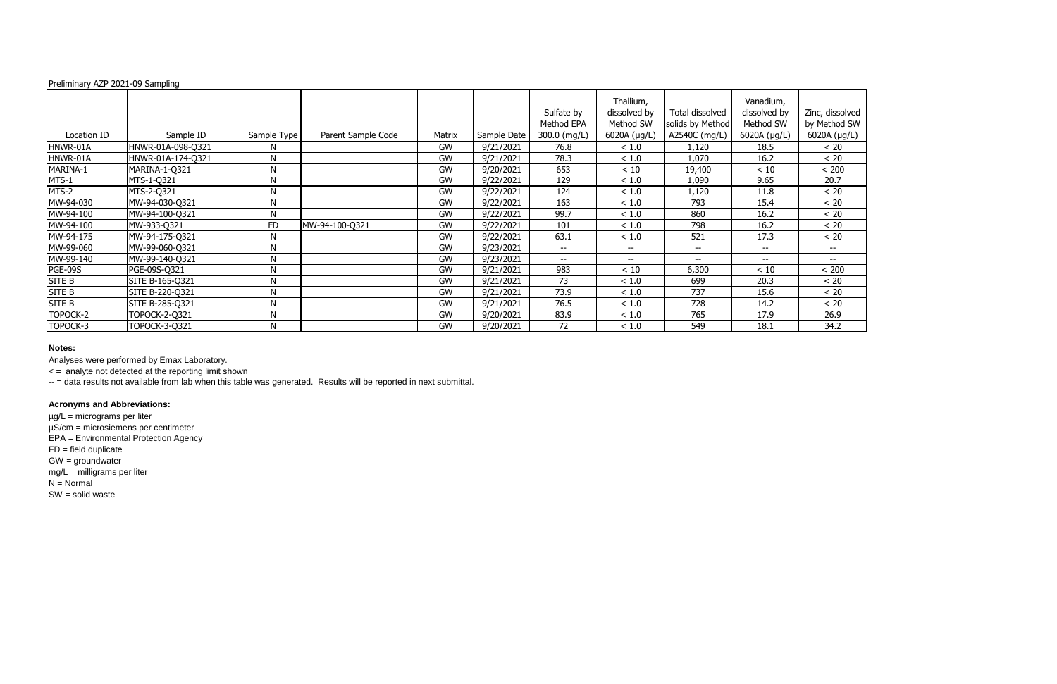Preliminary AZP 2021-09 Sampling

| Location ID | Sample ID | Sample Type | Parent Sample Code | Matrix | Sample Date | Sulfate by Method EPA 300.0 (mg/L) | Thallium, dissolved by Method SW 6020A (µg/L) | Total dissolved solids by Method A2540C (mg/L) | Vanadium, dissolved by Method SW 6020A (µg/L) | Zinc, dissolved by Method SW 6020A (µg/L) |
|---|---|---|---|---|---|---|---|---|---|---|
| HNWR-01A | HNWR-01A-098-Q321 | N | | GW | 9/21/2021 | 76.8 | < 1.0 | 1,120 | 18.5 | < 20 |
| HNWR-01A | HNWR-01A-174-Q321 | N | | GW | 9/21/2021 | 78.3 | < 1.0 | 1,070 | 16.2 | < 20 |
| MARINA-1 | MARINA-1-Q321 | N | | GW | 9/20/2021 | 653 | < 10 | 19,400 | < 10 | < 200 |
| MTS-1 | MTS-1-Q321 | N | | GW | 9/22/2021 | 129 | < 1.0 | 1,090 | 9.65 | 20.7 |
| MTS-2 | MTS-2-Q321 | N | | GW | 9/22/2021 | 124 | < 1.0 | 1,120 | 11.8 | < 20 |
| MW-94-030 | MW-94-030-Q321 | N | | GW | 9/22/2021 | 163 | < 1.0 | 793 | 15.4 | < 20 |
| MW-94-100 | MW-94-100-Q321 | N | | GW | 9/22/2021 | 99.7 | < 1.0 | 860 | 16.2 | < 20 |
| MW-94-100 | MW-933-Q321 | FD | MW-94-100-Q321 | GW | 9/22/2021 | 101 | < 1.0 | 798 | 16.2 | < 20 |
| MW-94-175 | MW-94-175-Q321 | N | | GW | 9/22/2021 | 63.1 | < 1.0 | 521 | 17.3 | < 20 |
| MW-99-060 | MW-99-060-Q321 | N | | GW | 9/23/2021 | -- | -- | -- | -- | -- |
| MW-99-140 | MW-99-140-Q321 | N | | GW | 9/23/2021 | -- | -- | -- | -- | -- |
| PGE-09S | PGE-09S-Q321 | N | | GW | 9/21/2021 | 983 | < 10 | 6,300 | < 10 | < 200 |
| SITE B | SITE B-165-Q321 | N | | GW | 9/21/2021 | 73 | < 1.0 | 699 | 20.3 | < 20 |
| SITE B | SITE B-220-Q321 | N | | GW | 9/21/2021 | 73.9 | < 1.0 | 737 | 15.6 | < 20 |
| SITE B | SITE B-285-Q321 | N | | GW | 9/21/2021 | 76.5 | < 1.0 | 728 | 14.2 | < 20 |
| TOPOCK-2 | TOPOCK-2-Q321 | N | | GW | 9/20/2021 | 83.9 | < 1.0 | 765 | 17.9 | 26.9 |
| TOPOCK-3 | TOPOCK-3-Q321 | N | | GW | 9/20/2021 | 72 | < 1.0 | 549 | 18.1 | 34.2 |

**Notes:**

Analyses were performed by Emax Laboratory.

< = analyte not detected at the reporting limit shown

-- = data results not available from lab when this table was generated. Results will be reported in next submittal.

**Acronyms and Abbreviations:**

µg/L = micrograms per liter

µS/cm = microsiemens per centimeter

EPA = Environmental Protection Agency

FD = field duplicate

GW = groundwater

mg/L = milligrams per liter

N = Normal

SW = solid waste